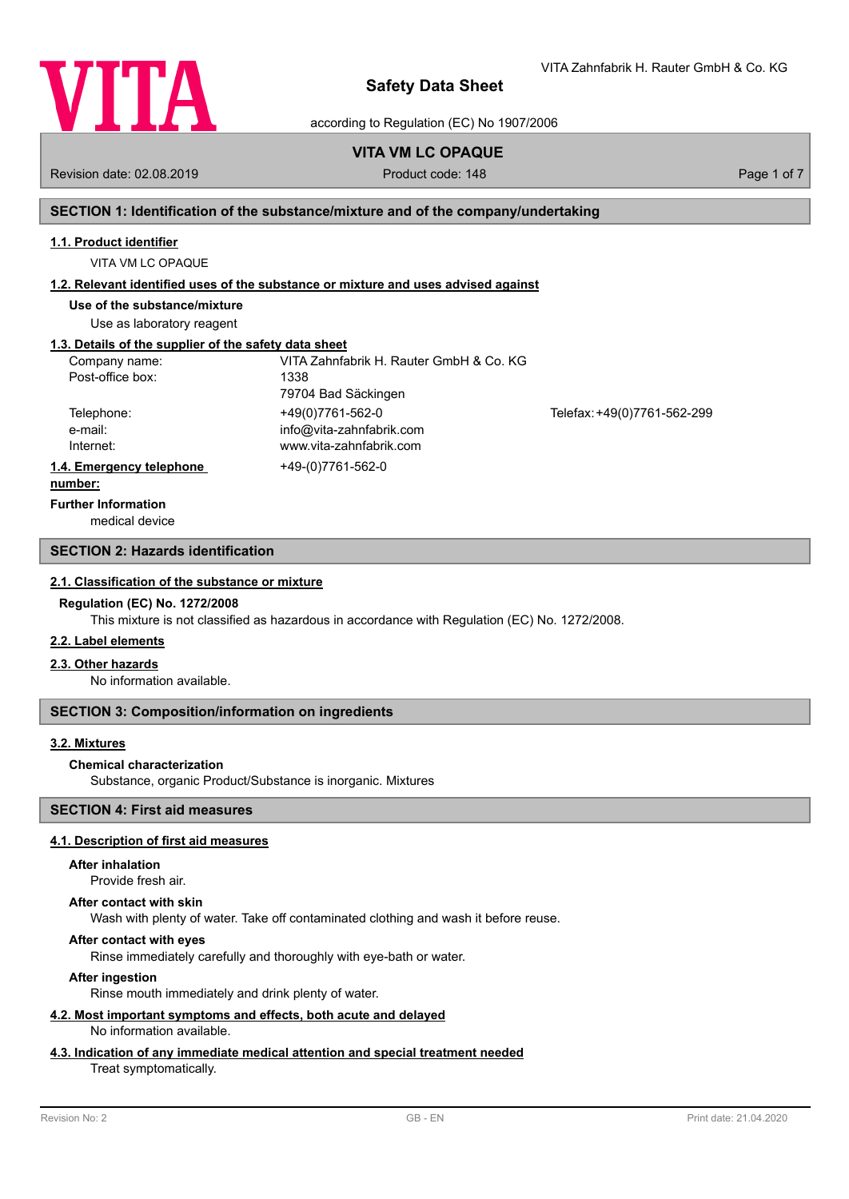# Safety Data Sheet

according to Regulation (EC) No 1907/2006

VITA Zahnfabrik H. Rauter GmbH & Co. KG

## VITA VM LC OPAQUE

Revision date: 02.08.2019 | Product code: 148

## SECTION 1: Identification of the substance/mixture and of the company/undertaking

### 1.1. Product identifier

VITA VM LC OPAQUE

### 1.2. Relevant identified uses of the substance or mixture and uses advised against

**Use of the substance/mixture**

Use as laboratory reagent

### 1.3. Details of the supplier of the safety data sheet

| | | |
|---|---|---|
| Company name: | VITA Zahnfabrik H. Rauter GmbH & Co. KG | |
| Post-office box: | 1338 | |
| | 79704 Bad Säckingen | |
| Telephone: | +49(0)7761-562-0 | Telefax: +49(0)7761-562-299 |
| e-mail: | info@vita-zahnfabrik.com | |
| Internet: | www.vita-zahnfabrik.com | |

### 1.4. Emergency telephone number:

+49-(0)7761-562-0

**Further Information**

medical device

## SECTION 2: Hazards identification

### 2.1. Classification of the substance or mixture

**Regulation (EC) No. 1272/2008**

This mixture is not classified as hazardous in accordance with Regulation (EC) No. 1272/2008.

### 2.2. Label elements

### 2.3. Other hazards

No information available.

## SECTION 3: Composition/information on ingredients

### 3.2. Mixtures

**Chemical characterization**

Substance, organic Product/Substance is inorganic. Mixtures

## SECTION 4: First aid measures

### 4.1. Description of first aid measures

**After inhalation**

Provide fresh air.

**After contact with skin**

Wash with plenty of water. Take off contaminated clothing and wash it before reuse.

**After contact with eyes**

Rinse immediately carefully and thoroughly with eye-bath or water.

**After ingestion**

Rinse mouth immediately and drink plenty of water.

### 4.2. Most important symptoms and effects, both acute and delayed

No information available.

### 4.3. Indication of any immediate medical attention and special treatment needed

Treat symptomatically.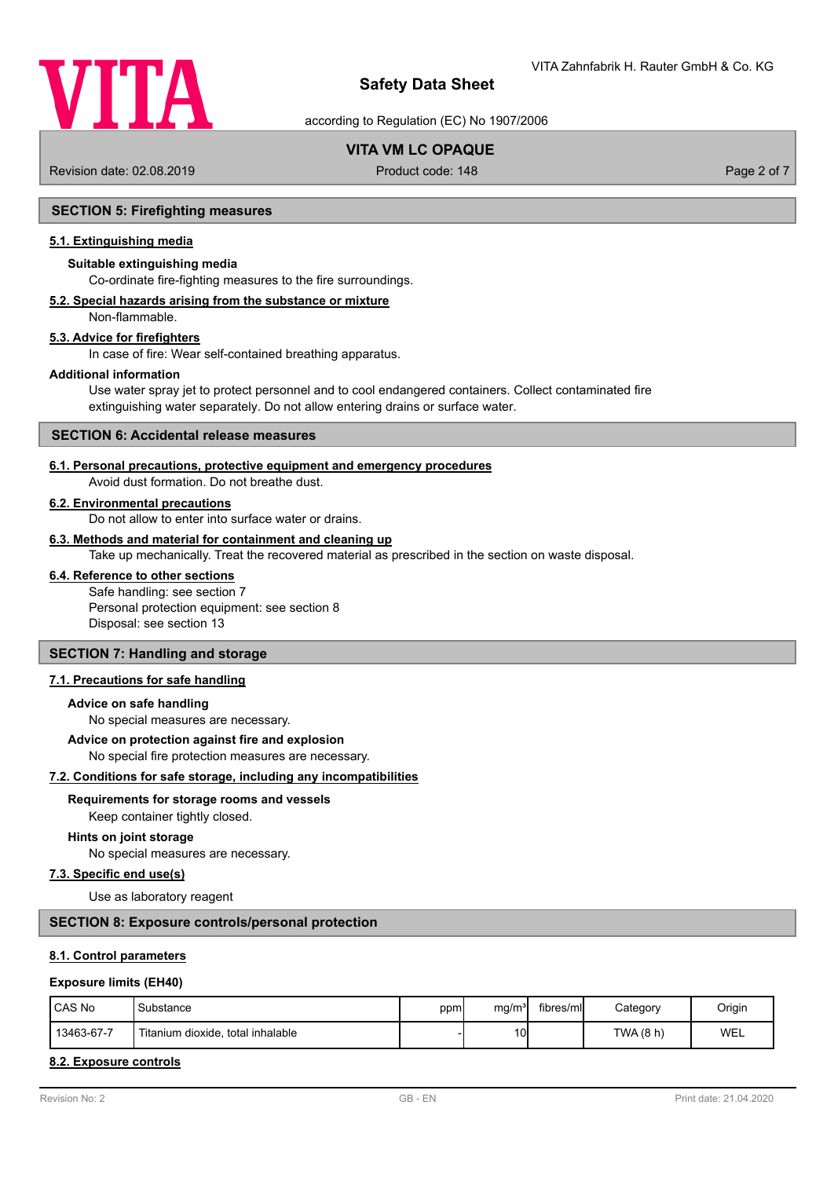## SECTION 5: Firefighting measures

### 5.1. Extinguishing media

**Suitable extinguishing media**

Co-ordinate fire-fighting measures to the fire surroundings.

### 5.2. Special hazards arising from the substance or mixture

Non-flammable.

### 5.3. Advice for firefighters

In case of fire: Wear self-contained breathing apparatus.

**Additional information**

Use water spray jet to protect personnel and to cool endangered containers. Collect contaminated fire extinguishing water separately. Do not allow entering drains or surface water.

## SECTION 6: Accidental release measures

### 6.1. Personal precautions, protective equipment and emergency procedures

Avoid dust formation. Do not breathe dust.

### 6.2. Environmental precautions

Do not allow to enter into surface water or drains.

### 6.3. Methods and material for containment and cleaning up

Take up mechanically. Treat the recovered material as prescribed in the section on waste disposal.

### 6.4. Reference to other sections

Safe handling: see section 7
Personal protection equipment: see section 8
Disposal: see section 13

## SECTION 7: Handling and storage

### 7.1. Precautions for safe handling

**Advice on safe handling**

No special measures are necessary.

**Advice on protection against fire and explosion**

No special fire protection measures are necessary.

### 7.2. Conditions for safe storage, including any incompatibilities

**Requirements for storage rooms and vessels**

Keep container tightly closed.

**Hints on joint storage**

No special measures are necessary.

### 7.3. Specific end use(s)

Use as laboratory reagent

## SECTION 8: Exposure controls/personal protection

### 8.1. Control parameters

**Exposure limits (EH40)**

| CAS No | Substance | ppm | mg/m³ | fibres/ml | Category | Origin |
|---|---|---|---|---|---|---|
| 13463-67-7 | Titanium dioxide, total inhalable | - | 10 | | TWA (8 h) | WEL |

### 8.2. Exposure controls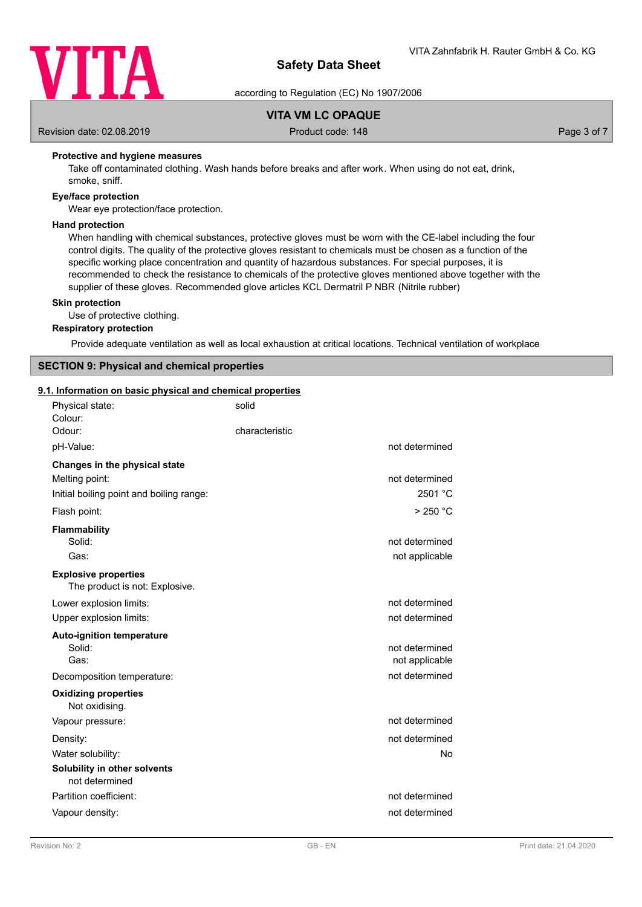**Protective and hygiene measures**

Take off contaminated clothing. Wash hands before breaks and after work. When using do not eat, drink, smoke, sniff.

**Eye/face protection**

Wear eye protection/face protection.

**Hand protection**

When handling with chemical substances, protective gloves must be worn with the CE-label including the four control digits. The quality of the protective gloves resistant to chemicals must be chosen as a function of the specific working place concentration and quantity of hazardous substances. For special purposes, it is recommended to check the resistance to chemicals of the protective gloves mentioned above together with the supplier of these gloves. Recommended glove articles KCL Dermatril P NBR (Nitrile rubber)

**Skin protection**

Use of protective clothing.

**Respiratory protection**

Provide adequate ventilation as well as local exhaustion at critical locations. Technical ventilation of workplace

## SECTION 9: Physical and chemical properties

### 9.1. Information on basic physical and chemical properties

| | | |
|---|---|---|
| Physical state: | solid | |
| Colour: | | |
| Odour: | characteristic | |
| pH-Value: | | not determined |
| **Changes in the physical state** | | |
| Melting point: | | not determined |
| Initial boiling point and boiling range: | | 2501 °C |
| Flash point: | | > 250 °C |
| **Flammability** | | |
| Solid: | | not determined |
| Gas: | | not applicable |
| **Explosive properties** | | |
| The product is not: Explosive. | | |
| Lower explosion limits: | | not determined |
| Upper explosion limits: | | not determined |
| **Auto-ignition temperature** | | |
| Solid: | | not determined |
| Gas: | | not applicable |
| Decomposition temperature: | | not determined |
| **Oxidizing properties** | | |
| Not oxidising. | | |
| Vapour pressure: | | not determined |
| Density: | | not determined |
| Water solubility: | | No |
| **Solubility in other solvents** | | |
| not determined | | |
| Partition coefficient: | | not determined |
| Vapour density: | | not determined |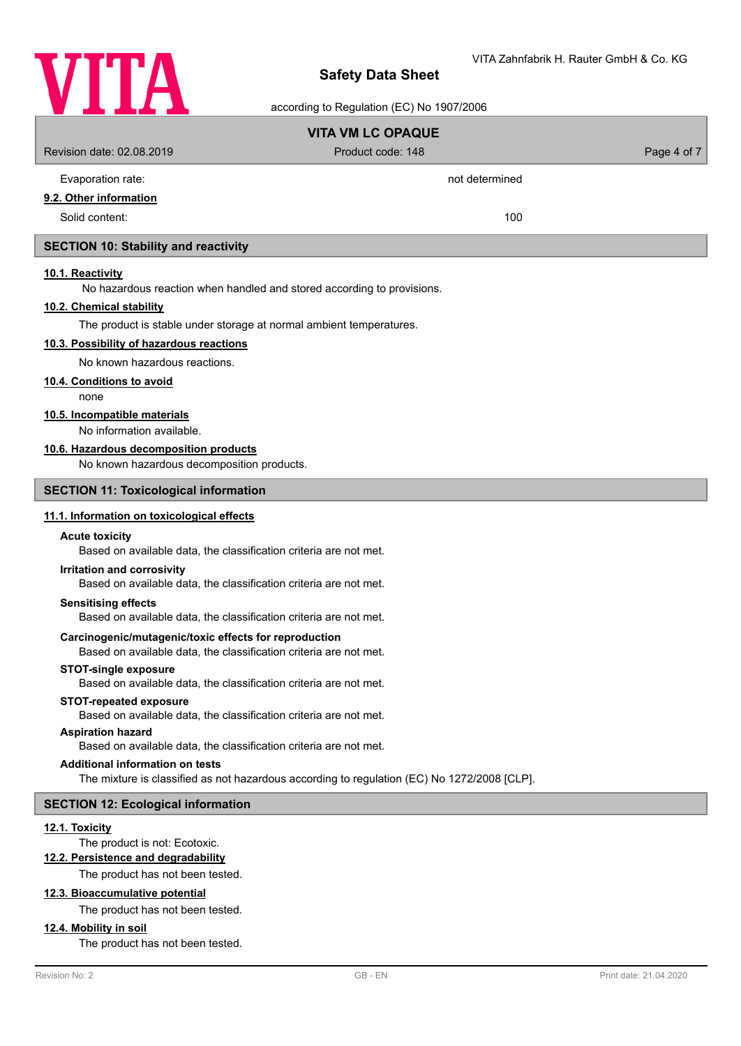| | |
|---|---|
| Evaporation rate: | not determined |

**9.2. Other information**

| | |
|---|---|
| Solid content: | 100 |

## SECTION 10: Stability and reactivity

**10.1. Reactivity**

No hazardous reaction when handled and stored according to provisions.

**10.2. Chemical stability**

The product is stable under storage at normal ambient temperatures.

**10.3. Possibility of hazardous reactions**

No known hazardous reactions.

**10.4. Conditions to avoid**

none

**10.5. Incompatible materials**

No information available.

**10.6. Hazardous decomposition products**

No known hazardous decomposition products.

## SECTION 11: Toxicological information

**11.1. Information on toxicological effects**

**Acute toxicity**

Based on available data, the classification criteria are not met.

**Irritation and corrosivity**

Based on available data, the classification criteria are not met.

**Sensitising effects**

Based on available data, the classification criteria are not met.

**Carcinogenic/mutagenic/toxic effects for reproduction**

Based on available data, the classification criteria are not met.

**STOT-single exposure**

Based on available data, the classification criteria are not met.

**STOT-repeated exposure**

Based on available data, the classification criteria are not met.

**Aspiration hazard**

Based on available data, the classification criteria are not met.

**Additional information on tests**

The mixture is classified as not hazardous according to regulation (EC) No 1272/2008 [CLP].

## SECTION 12: Ecological information

**12.1. Toxicity**

The product is not: Ecotoxic.

**12.2. Persistence and degradability**

The product has not been tested.

**12.3. Bioaccumulative potential**

The product has not been tested.

**12.4. Mobility in soil**

The product has not been tested.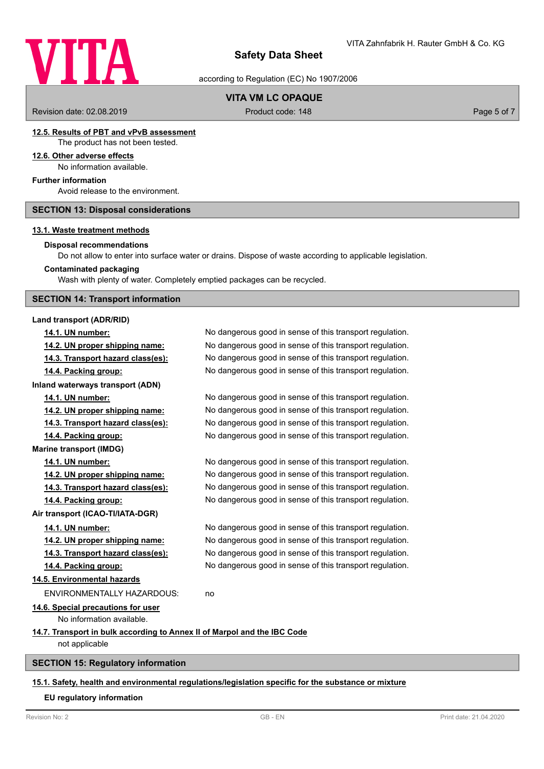#### 12.5. Results of PBT and vPvB assessment

The product has not been tested.

#### 12.6. Other adverse effects

No information available.

**Further information**

Avoid release to the environment.

## SECTION 13: Disposal considerations

### 13.1. Waste treatment methods

**Disposal recommendations**

Do not allow to enter into surface water or drains. Dispose of waste according to applicable legislation.

**Contaminated packaging**

Wash with plenty of water. Completely emptied packages can be recycled.

## SECTION 14: Transport information

**Land transport (ADR/RID)**

| | |
|---|---|
| **14.1. UN number:** | No dangerous good in sense of this transport regulation. |
| **14.2. UN proper shipping name:** | No dangerous good in sense of this transport regulation. |
| **14.3. Transport hazard class(es):** | No dangerous good in sense of this transport regulation. |
| **14.4. Packing group:** | No dangerous good in sense of this transport regulation. |

**Inland waterways transport (ADN)**

| | |
|---|---|
| **14.1. UN number:** | No dangerous good in sense of this transport regulation. |
| **14.2. UN proper shipping name:** | No dangerous good in sense of this transport regulation. |
| **14.3. Transport hazard class(es):** | No dangerous good in sense of this transport regulation. |
| **14.4. Packing group:** | No dangerous good in sense of this transport regulation. |

**Marine transport (IMDG)**

| | |
|---|---|
| **14.1. UN number:** | No dangerous good in sense of this transport regulation. |
| **14.2. UN proper shipping name:** | No dangerous good in sense of this transport regulation. |
| **14.3. Transport hazard class(es):** | No dangerous good in sense of this transport regulation. |
| **14.4. Packing group:** | No dangerous good in sense of this transport regulation. |

**Air transport (ICAO-TI/IATA-DGR)**

| | |
|---|---|
| **14.1. UN number:** | No dangerous good in sense of this transport regulation. |
| **14.2. UN proper shipping name:** | No dangerous good in sense of this transport regulation. |
| **14.3. Transport hazard class(es):** | No dangerous good in sense of this transport regulation. |
| **14.4. Packing group:** | No dangerous good in sense of this transport regulation. |

#### 14.5. Environmental hazards

ENVIRONMENTALLY HAZARDOUS: no

#### 14.6. Special precautions for user

No information available.

#### 14.7. Transport in bulk according to Annex II of Marpol and the IBC Code

not applicable

## SECTION 15: Regulatory information

### 15.1. Safety, health and environmental regulations/legislation specific for the substance or mixture

**EU regulatory information**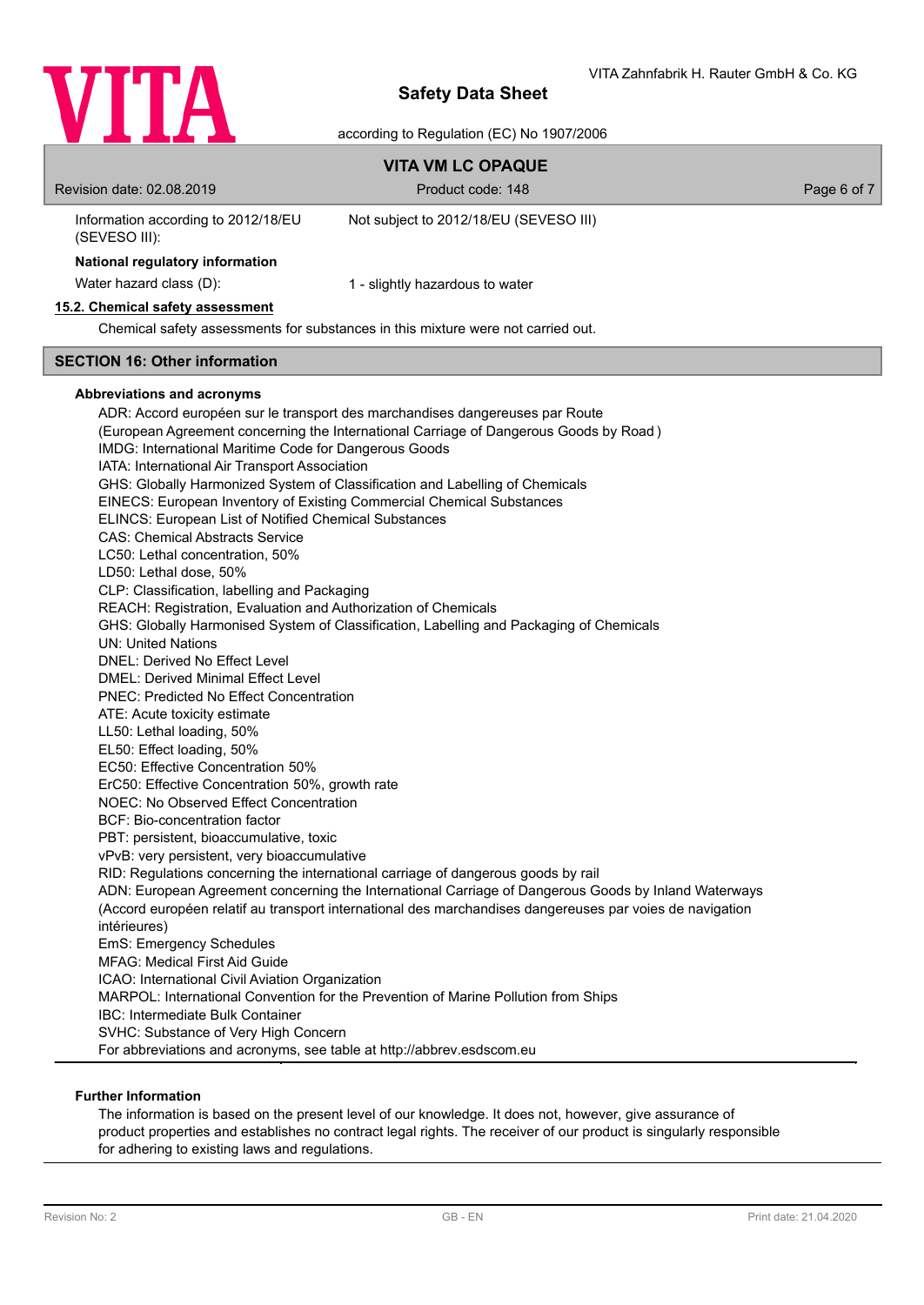| | |
|---|---|
| Information according to 2012/18/EU (SEVESO III): | Not subject to 2012/18/EU (SEVESO III) |

**National regulatory information**

| | |
|---|---|
| Water hazard class (D): | 1 - slightly hazardous to water |

### 15.2. Chemical safety assessment

Chemical safety assessments for substances in this mixture were not carried out.

## SECTION 16: Other information

**Abbreviations and acronyms**

ADR: Accord européen sur le transport des marchandises dangereuses par Route
(European Agreement concerning the International Carriage of Dangerous Goods by Road )
IMDG: International Maritime Code for Dangerous Goods
IATA: International Air Transport Association
GHS: Globally Harmonized System of Classification and Labelling of Chemicals
EINECS: European Inventory of Existing Commercial Chemical Substances
ELINCS: European List of Notified Chemical Substances
CAS: Chemical Abstracts Service
LC50: Lethal concentration, 50%
LD50: Lethal dose, 50%
CLP: Classification, labelling and Packaging
REACH: Registration, Evaluation and Authorization of Chemicals
GHS: Globally Harmonised System of Classification, Labelling and Packaging of Chemicals
UN: United Nations
DNEL: Derived No Effect Level
DMEL: Derived Minimal Effect Level
PNEC: Predicted No Effect Concentration
ATE: Acute toxicity estimate
LL50: Lethal loading, 50%
EL50: Effect loading, 50%
EC50: Effective Concentration 50%
ErC50: Effective Concentration 50%, growth rate
NOEC: No Observed Effect Concentration
BCF: Bio-concentration factor
PBT: persistent, bioaccumulative, toxic
vPvB: very persistent, very bioaccumulative
RID: Regulations concerning the international carriage of dangerous goods by rail
ADN: European Agreement concerning the International Carriage of Dangerous Goods by Inland Waterways (Accord européen relatif au transport international des marchandises dangereuses par voies de navigation intérieures)
EmS: Emergency Schedules
MFAG: Medical First Aid Guide
ICAO: International Civil Aviation Organization
MARPOL: International Convention for the Prevention of Marine Pollution from Ships
IBC: Intermediate Bulk Container
SVHC: Substance of Very High Concern
For abbreviations and acronyms, see table at http://abbrev.esdscom.eu

**Further Information**

The information is based on the present level of our knowledge. It does not, however, give assurance of product properties and establishes no contract legal rights. The receiver of our product is singularly responsible for adhering to existing laws and regulations.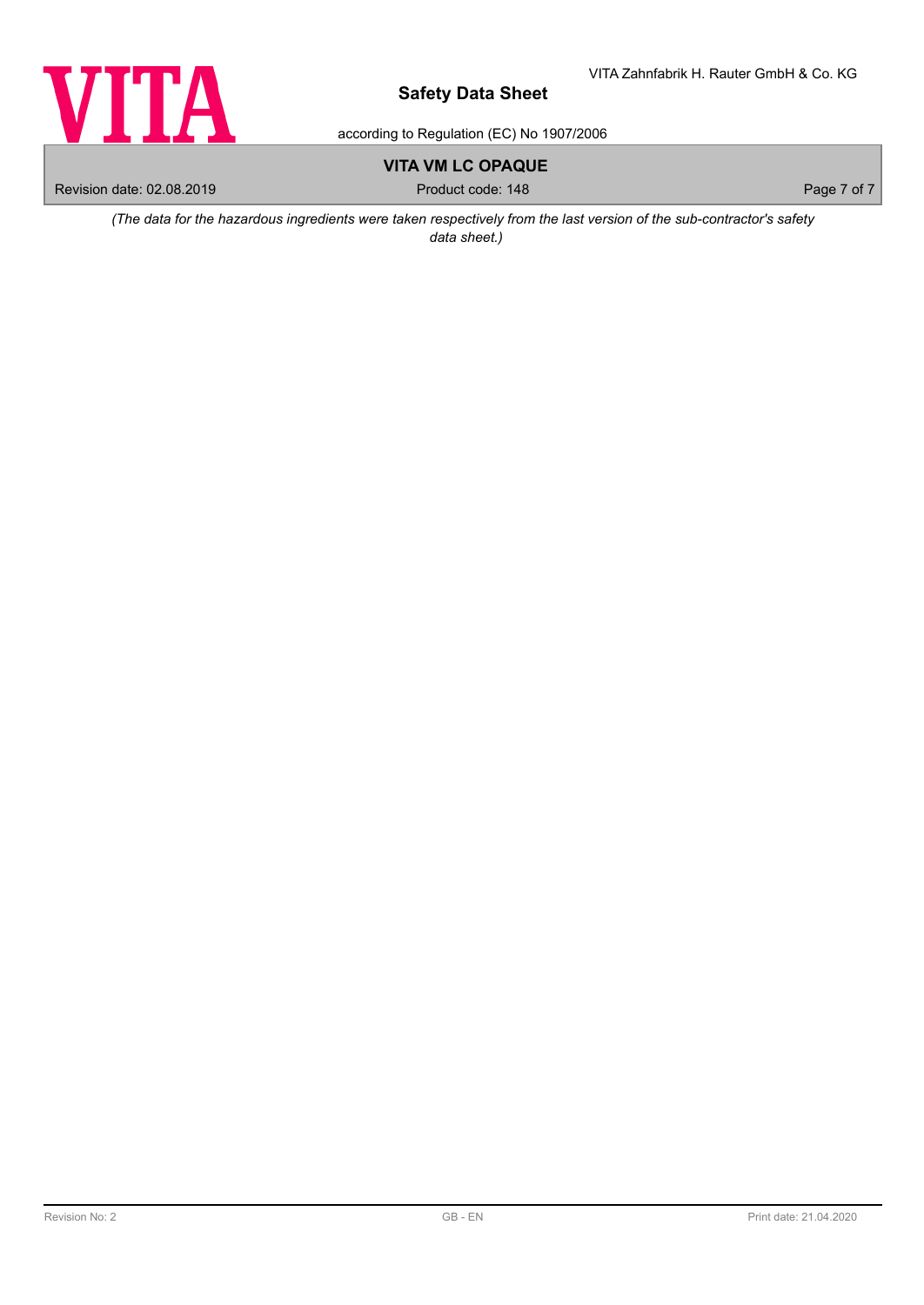*(The data for the hazardous ingredients were taken respectively from the last version of the sub-contractor's safety data sheet.)*